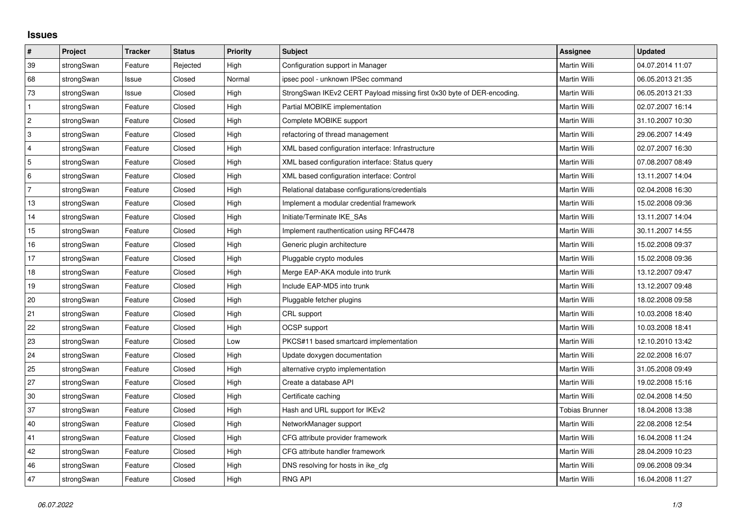## Issues

| # | Project | Tracker | Status | Priority | Subject | Assignee | Updated |
|---|---|---|---|---|---|---|---|
| 39 | strongSwan | Feature | Rejected | High | Configuration support in Manager | Martin Willi | 04.07.2014 11:07 |
| 68 | strongSwan | Issue | Closed | Normal | ipsec pool - unknown IPSec command | Martin Willi | 06.05.2013 21:35 |
| 73 | strongSwan | Issue | Closed | High | StrongSwan IKEv2 CERT Payload missing first 0x30 byte of DER-encoding. | Martin Willi | 06.05.2013 21:33 |
| 1 | strongSwan | Feature | Closed | High | Partial MOBIKE implementation | Martin Willi | 02.07.2007 16:14 |
| 2 | strongSwan | Feature | Closed | High | Complete MOBIKE support | Martin Willi | 31.10.2007 10:30 |
| 3 | strongSwan | Feature | Closed | High | refactoring of thread management | Martin Willi | 29.06.2007 14:49 |
| 4 | strongSwan | Feature | Closed | High | XML based configuration interface: Infrastructure | Martin Willi | 02.07.2007 16:30 |
| 5 | strongSwan | Feature | Closed | High | XML based configuration interface: Status query | Martin Willi | 07.08.2007 08:49 |
| 6 | strongSwan | Feature | Closed | High | XML based configuration interface: Control | Martin Willi | 13.11.2007 14:04 |
| 7 | strongSwan | Feature | Closed | High | Relational database configurations/credentials | Martin Willi | 02.04.2008 16:30 |
| 13 | strongSwan | Feature | Closed | High | Implement a modular credential framework | Martin Willi | 15.02.2008 09:36 |
| 14 | strongSwan | Feature | Closed | High | Initiate/Terminate IKE_SAs | Martin Willi | 13.11.2007 14:04 |
| 15 | strongSwan | Feature | Closed | High | Implement rauthentication using RFC4478 | Martin Willi | 30.11.2007 14:55 |
| 16 | strongSwan | Feature | Closed | High | Generic plugin architecture | Martin Willi | 15.02.2008 09:37 |
| 17 | strongSwan | Feature | Closed | High | Pluggable crypto modules | Martin Willi | 15.02.2008 09:36 |
| 18 | strongSwan | Feature | Closed | High | Merge EAP-AKA module into trunk | Martin Willi | 13.12.2007 09:47 |
| 19 | strongSwan | Feature | Closed | High | Include EAP-MD5 into trunk | Martin Willi | 13.12.2007 09:48 |
| 20 | strongSwan | Feature | Closed | High | Pluggable fetcher plugins | Martin Willi | 18.02.2008 09:58 |
| 21 | strongSwan | Feature | Closed | High | CRL support | Martin Willi | 10.03.2008 18:40 |
| 22 | strongSwan | Feature | Closed | High | OCSP support | Martin Willi | 10.03.2008 18:41 |
| 23 | strongSwan | Feature | Closed | Low | PKCS#11 based smartcard implementation | Martin Willi | 12.10.2010 13:42 |
| 24 | strongSwan | Feature | Closed | High | Update doxygen documentation | Martin Willi | 22.02.2008 16:07 |
| 25 | strongSwan | Feature | Closed | High | alternative crypto implementation | Martin Willi | 31.05.2008 09:49 |
| 27 | strongSwan | Feature | Closed | High | Create a database API | Martin Willi | 19.02.2008 15:16 |
| 30 | strongSwan | Feature | Closed | High | Certificate caching | Martin Willi | 02.04.2008 14:50 |
| 37 | strongSwan | Feature | Closed | High | Hash and URL support for IKEv2 | Tobias Brunner | 18.04.2008 13:38 |
| 40 | strongSwan | Feature | Closed | High | NetworkManager support | Martin Willi | 22.08.2008 12:54 |
| 41 | strongSwan | Feature | Closed | High | CFG attribute provider framework | Martin Willi | 16.04.2008 11:24 |
| 42 | strongSwan | Feature | Closed | High | CFG attribute handler framework | Martin Willi | 28.04.2009 10:23 |
| 46 | strongSwan | Feature | Closed | High | DNS resolving for hosts in ike_cfg | Martin Willi | 09.06.2008 09:34 |
| 47 | strongSwan | Feature | Closed | High | RNG API | Martin Willi | 16.04.2008 11:27 |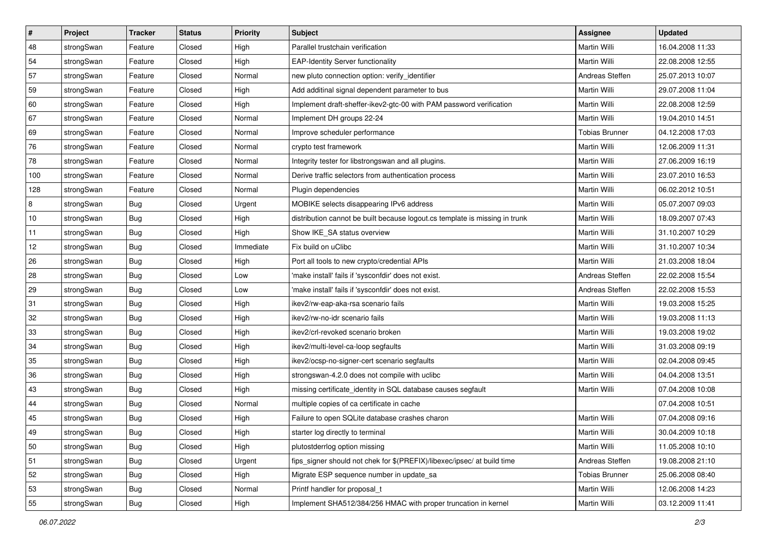| # | Project | Tracker | Status | Priority | Subject | Assignee | Updated |
|---|---|---|---|---|---|---|---|
| 48 | strongSwan | Feature | Closed | High | Parallel trustchain verification | Martin Willi | 16.04.2008 11:33 |
| 54 | strongSwan | Feature | Closed | High | EAP-Identity Server functionality | Martin Willi | 22.08.2008 12:55 |
| 57 | strongSwan | Feature | Closed | Normal | new pluto connection option: verify_identifier | Andreas Steffen | 25.07.2013 10:07 |
| 59 | strongSwan | Feature | Closed | High | Add additinal signal dependent parameter to bus | Martin Willi | 29.07.2008 11:04 |
| 60 | strongSwan | Feature | Closed | High | Implement draft-sheffer-ikev2-gtc-00 with PAM password verification | Martin Willi | 22.08.2008 12:59 |
| 67 | strongSwan | Feature | Closed | Normal | Implement DH groups 22-24 | Martin Willi | 19.04.2010 14:51 |
| 69 | strongSwan | Feature | Closed | Normal | Improve scheduler performance | Tobias Brunner | 04.12.2008 17:03 |
| 76 | strongSwan | Feature | Closed | Normal | crypto test framework | Martin Willi | 12.06.2009 11:31 |
| 78 | strongSwan | Feature | Closed | Normal | Integrity tester for libstrongswan and all plugins. | Martin Willi | 27.06.2009 16:19 |
| 100 | strongSwan | Feature | Closed | Normal | Derive traffic selectors from authentication process | Martin Willi | 23.07.2010 16:53 |
| 128 | strongSwan | Feature | Closed | Normal | Plugin dependencies | Martin Willi | 06.02.2012 10:51 |
| 8 | strongSwan | Bug | Closed | Urgent | MOBIKE selects disappearing IPv6 address | Martin Willi | 05.07.2007 09:03 |
| 10 | strongSwan | Bug | Closed | High | distribution cannot be built because logout.cs template is missing in trunk | Martin Willi | 18.09.2007 07:43 |
| 11 | strongSwan | Bug | Closed | High | Show IKE_SA status overview | Martin Willi | 31.10.2007 10:29 |
| 12 | strongSwan | Bug | Closed | Immediate | Fix build on uClibc | Martin Willi | 31.10.2007 10:34 |
| 26 | strongSwan | Bug | Closed | High | Port all tools to new crypto/credential APIs | Martin Willi | 21.03.2008 18:04 |
| 28 | strongSwan | Bug | Closed | Low | 'make install' fails if 'sysconfdir' does not exist. | Andreas Steffen | 22.02.2008 15:54 |
| 29 | strongSwan | Bug | Closed | Low | 'make install' fails if 'sysconfdir' does not exist. | Andreas Steffen | 22.02.2008 15:53 |
| 31 | strongSwan | Bug | Closed | High | ikev2/rw-eap-aka-rsa scenario fails | Martin Willi | 19.03.2008 15:25 |
| 32 | strongSwan | Bug | Closed | High | ikev2/rw-no-idr scenario fails | Martin Willi | 19.03.2008 11:13 |
| 33 | strongSwan | Bug | Closed | High | ikev2/crl-revoked scenario broken | Martin Willi | 19.03.2008 19:02 |
| 34 | strongSwan | Bug | Closed | High | ikev2/multi-level-ca-loop segfaults | Martin Willi | 31.03.2008 09:19 |
| 35 | strongSwan | Bug | Closed | High | ikev2/ocsp-no-signer-cert scenario segfaults | Martin Willi | 02.04.2008 09:45 |
| 36 | strongSwan | Bug | Closed | High | strongswan-4.2.0 does not compile with uclibc | Martin Willi | 04.04.2008 13:51 |
| 43 | strongSwan | Bug | Closed | High | missing certificate_identity in SQL database causes segfault | Martin Willi | 07.04.2008 10:08 |
| 44 | strongSwan | Bug | Closed | Normal | multiple copies of ca certificate in cache | | 07.04.2008 10:51 |
| 45 | strongSwan | Bug | Closed | High | Failure to open SQLite database crashes charon | Martin Willi | 07.04.2008 09:16 |
| 49 | strongSwan | Bug | Closed | High | starter log directly to terminal | Martin Willi | 30.04.2009 10:18 |
| 50 | strongSwan | Bug | Closed | High | plutostderrlog option missing | Martin Willi | 11.05.2008 10:10 |
| 51 | strongSwan | Bug | Closed | Urgent | fips_signer should not chek for $(PREFIX)/libexec/ipsec/ at build time | Andreas Steffen | 19.08.2008 21:10 |
| 52 | strongSwan | Bug | Closed | High | Migrate ESP sequence number in update_sa | Tobias Brunner | 25.06.2008 08:40 |
| 53 | strongSwan | Bug | Closed | Normal | Printf handler for proposal_t | Martin Willi | 12.06.2008 14:23 |
| 55 | strongSwan | Bug | Closed | High | Implement SHA512/384/256 HMAC with proper truncation in kernel | Martin Willi | 03.12.2009 11:41 |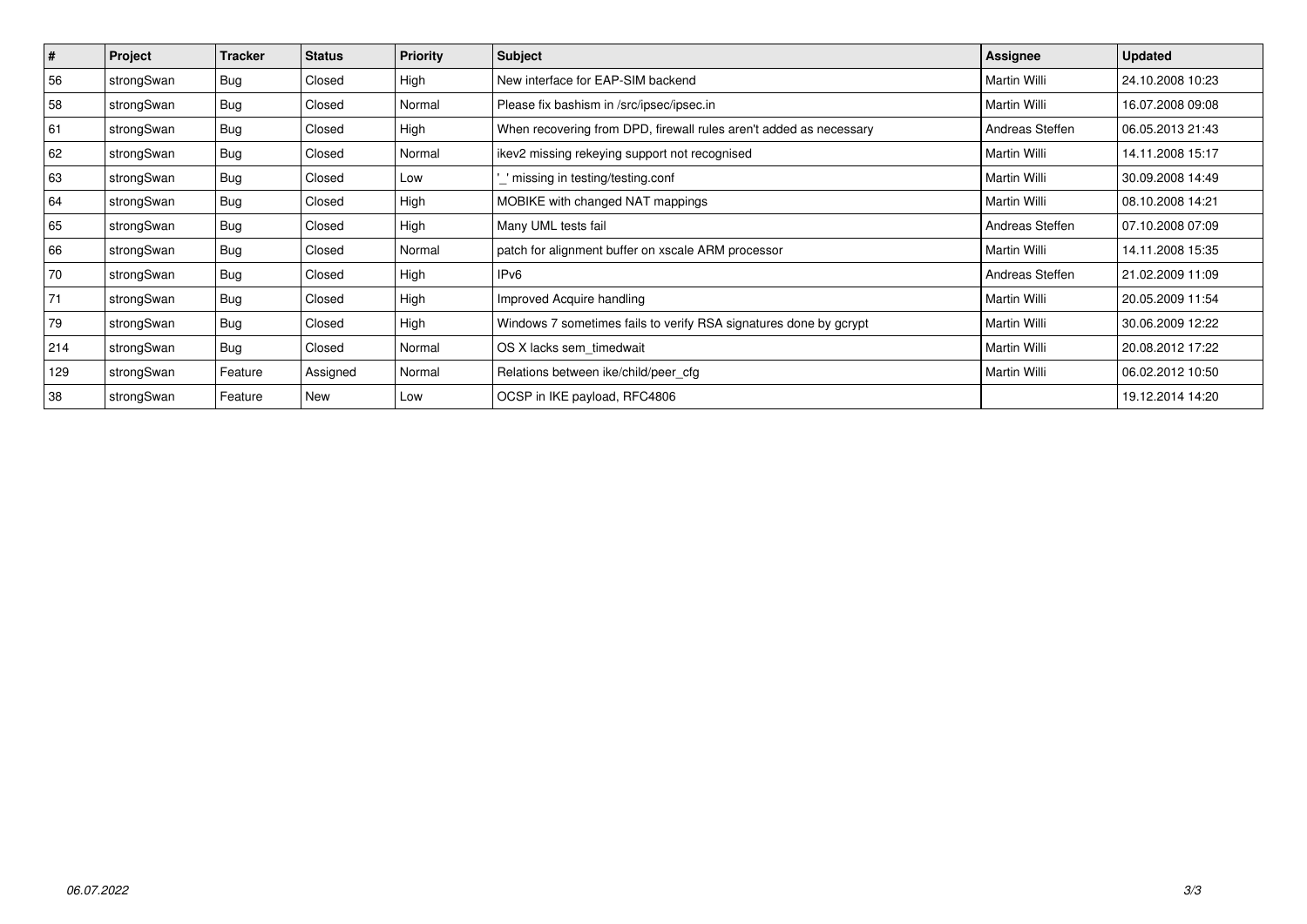| # | Project | Tracker | Status | Priority | Subject | Assignee | Updated |
|---|---|---|---|---|---|---|---|
| 56 | strongSwan | Bug | Closed | High | New interface for EAP-SIM backend | Martin Willi | 24.10.2008 10:23 |
| 58 | strongSwan | Bug | Closed | Normal | Please fix bashism in /src/ipsec/ipsec.in | Martin Willi | 16.07.2008 09:08 |
| 61 | strongSwan | Bug | Closed | High | When recovering from DPD, firewall rules aren't added as necessary | Andreas Steffen | 06.05.2013 21:43 |
| 62 | strongSwan | Bug | Closed | Normal | ikev2 missing rekeying support not recognised | Martin Willi | 14.11.2008 15:17 |
| 63 | strongSwan | Bug | Closed | Low | '_' missing in testing/testing.conf | Martin Willi | 30.09.2008 14:49 |
| 64 | strongSwan | Bug | Closed | High | MOBIKE with changed NAT mappings | Martin Willi | 08.10.2008 14:21 |
| 65 | strongSwan | Bug | Closed | High | Many UML tests fail | Andreas Steffen | 07.10.2008 07:09 |
| 66 | strongSwan | Bug | Closed | Normal | patch for alignment buffer on xscale ARM processor | Martin Willi | 14.11.2008 15:35 |
| 70 | strongSwan | Bug | Closed | High | IPv6 | Andreas Steffen | 21.02.2009 11:09 |
| 71 | strongSwan | Bug | Closed | High | Improved Acquire handling | Martin Willi | 20.05.2009 11:54 |
| 79 | strongSwan | Bug | Closed | High | Windows 7 sometimes fails to verify RSA signatures done by gcrypt | Martin Willi | 30.06.2009 12:22 |
| 214 | strongSwan | Bug | Closed | Normal | OS X lacks sem_timedwait | Martin Willi | 20.08.2012 17:22 |
| 129 | strongSwan | Feature | Assigned | Normal | Relations between ike/child/peer_cfg | Martin Willi | 06.02.2012 10:50 |
| 38 | strongSwan | Feature | New | Low | OCSP in IKE payload, RFC4806 | | 19.12.2014 14:20 |